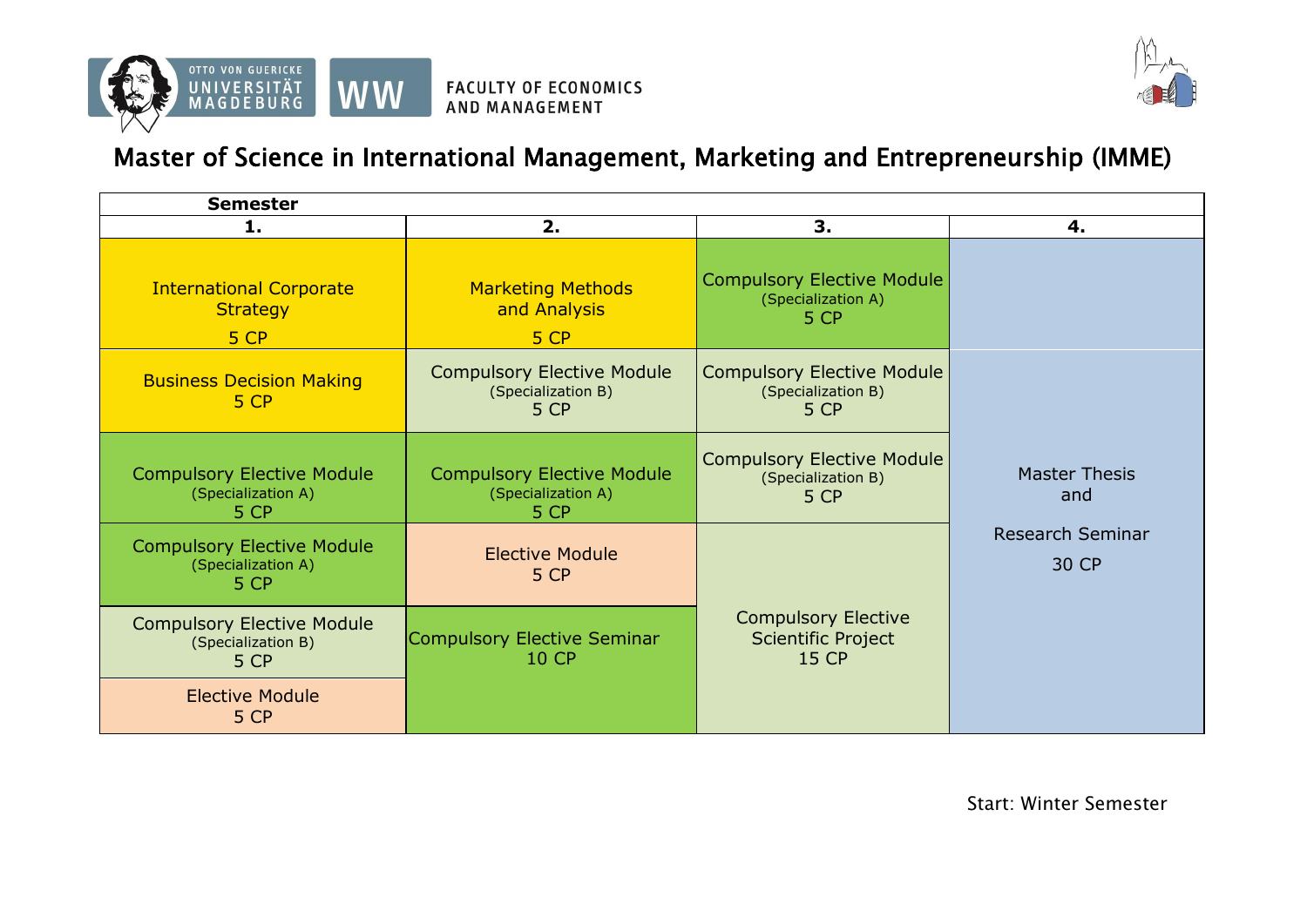OTTO VON GUERICKE UNIVERSITÄT MAGDEBURG

WW FACULTY OF ECONOMICS AND MANAGEMENT

# Master of Science in International Management, Marketing and Entrepreneurship (IMME)

| Semester 1. | Semester 2. | Semester 3. | Semester 4. |
|---|---|---|---|
| International Corporate Strategy 5 CP | Marketing Methods and Analysis 5 CP | Compulsory Elective Module (Specialization A) 5 CP | Master Thesis and Research Seminar 30 CP |
| Business Decision Making 5 CP | Compulsory Elective Module (Specialization B) 5 CP | Compulsory Elective Module (Specialization B) 5 CP | |
| Compulsory Elective Module (Specialization A) 5 CP | Compulsory Elective Module (Specialization A) 5 CP | Compulsory Elective Module (Specialization B) 5 CP | |
| Compulsory Elective Module (Specialization A) 5 CP | Elective Module 5 CP | Compulsory Elective Scientific Project 15 CP | |
| Compulsory Elective Module (Specialization B) 5 CP | Compulsory Elective Seminar 10 CP | | |
| Elective Module 5 CP | | | |

Start: Winter Semester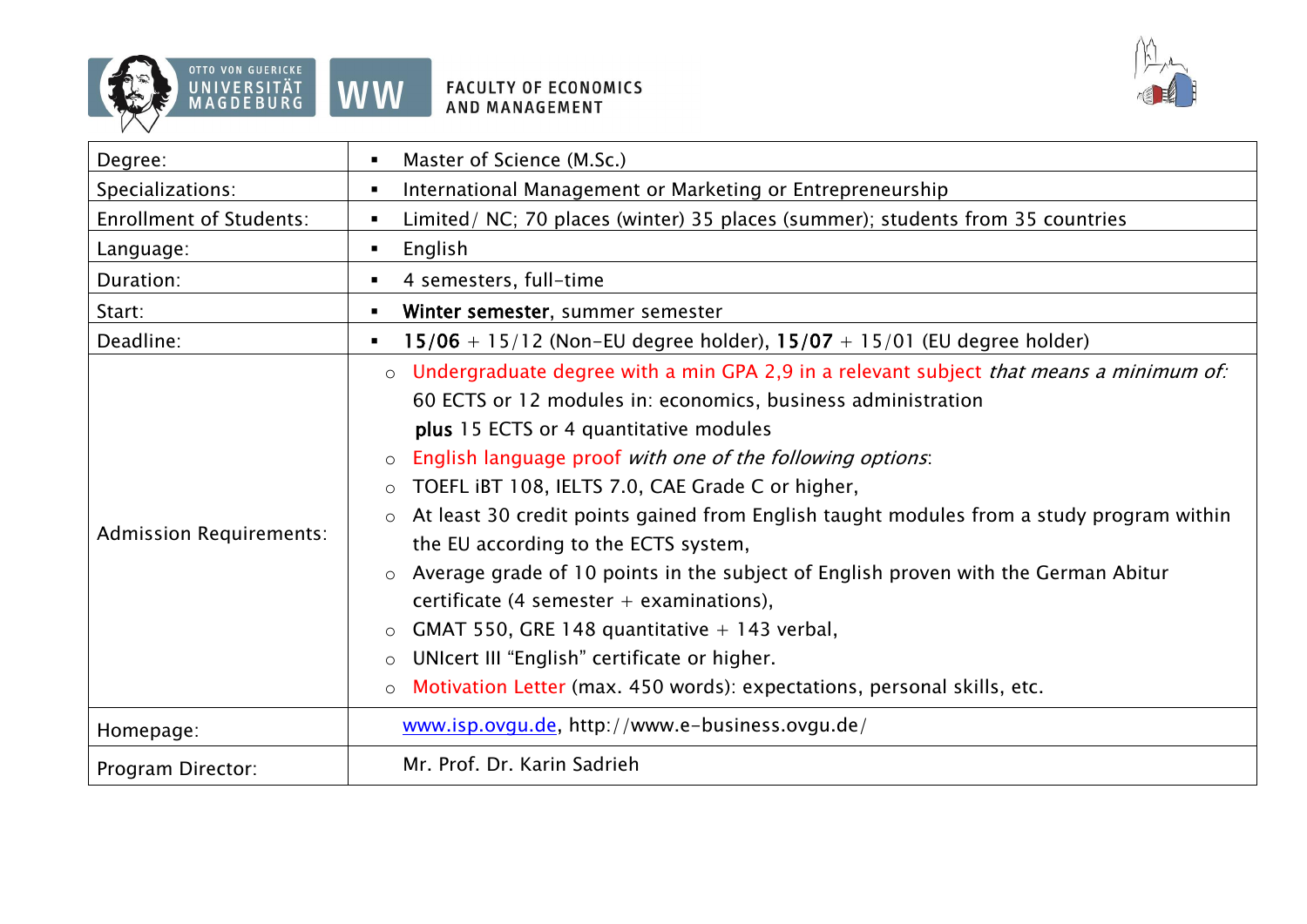OTTO VON GUERICKE UNIVERSITÄT MAGDEBURG

WW FACULTY OF ECONOMICS AND MANAGEMENT

| | |
|---|---|
| Degree: | ▪ Master of Science (M.Sc.) |
| Specializations: | ▪ International Management or Marketing or Entrepreneurship |
| Enrollment of Students: | ▪ Limited/ NC; 70 places (winter) 35 places (summer); students from 35 countries |
| Language: | ▪ English |
| Duration: | ▪ 4 semesters, full-time |
| Start: | ▪ **Winter semester**, summer semester |
| Deadline: | ▪ **15/06** + 15/12 (Non-EU degree holder), **15/07** + 15/01 (EU degree holder) |
| Admission Requirements: | ○ Undergraduate degree with a min GPA 2,9 in a relevant subject *that means a minimum of:* 60 ECTS or 12 modules in: economics, business administration **plus** 15 ECTS or 4 quantitative modules<br>○ English language proof *with one of the following options*:<br>○ TOEFL iBT 108, IELTS 7.0, CAE Grade C or higher,<br>○ At least 30 credit points gained from English taught modules from a study program within the EU according to the ECTS system,<br>○ Average grade of 10 points in the subject of English proven with the German Abitur certificate (4 semester + examinations),<br>○ GMAT 550, GRE 148 quantitative + 143 verbal,<br>○ UNIcert III "English" certificate or higher.<br>○ Motivation Letter (max. 450 words): expectations, personal skills, etc. |
| Homepage: | www.isp.ovgu.de, http://www.e-business.ovgu.de/ |
| Program Director: | Mr. Prof. Dr. Karin Sadrieh |